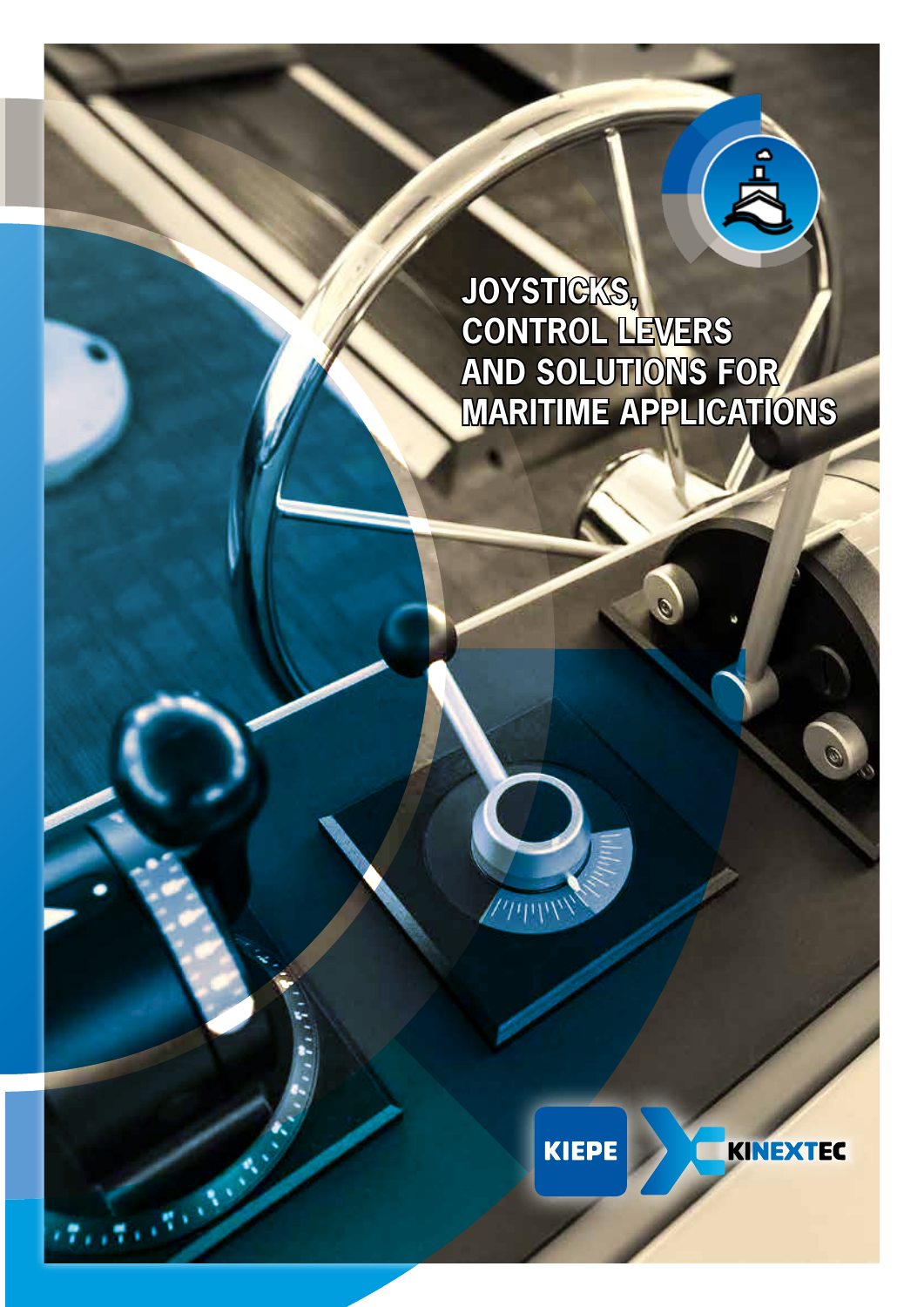# JOYSTICKS, CONTROL LEVERS AND SOLUTIONS FOR MARITIME APPLICATIONS

KIEPE KINEXTEC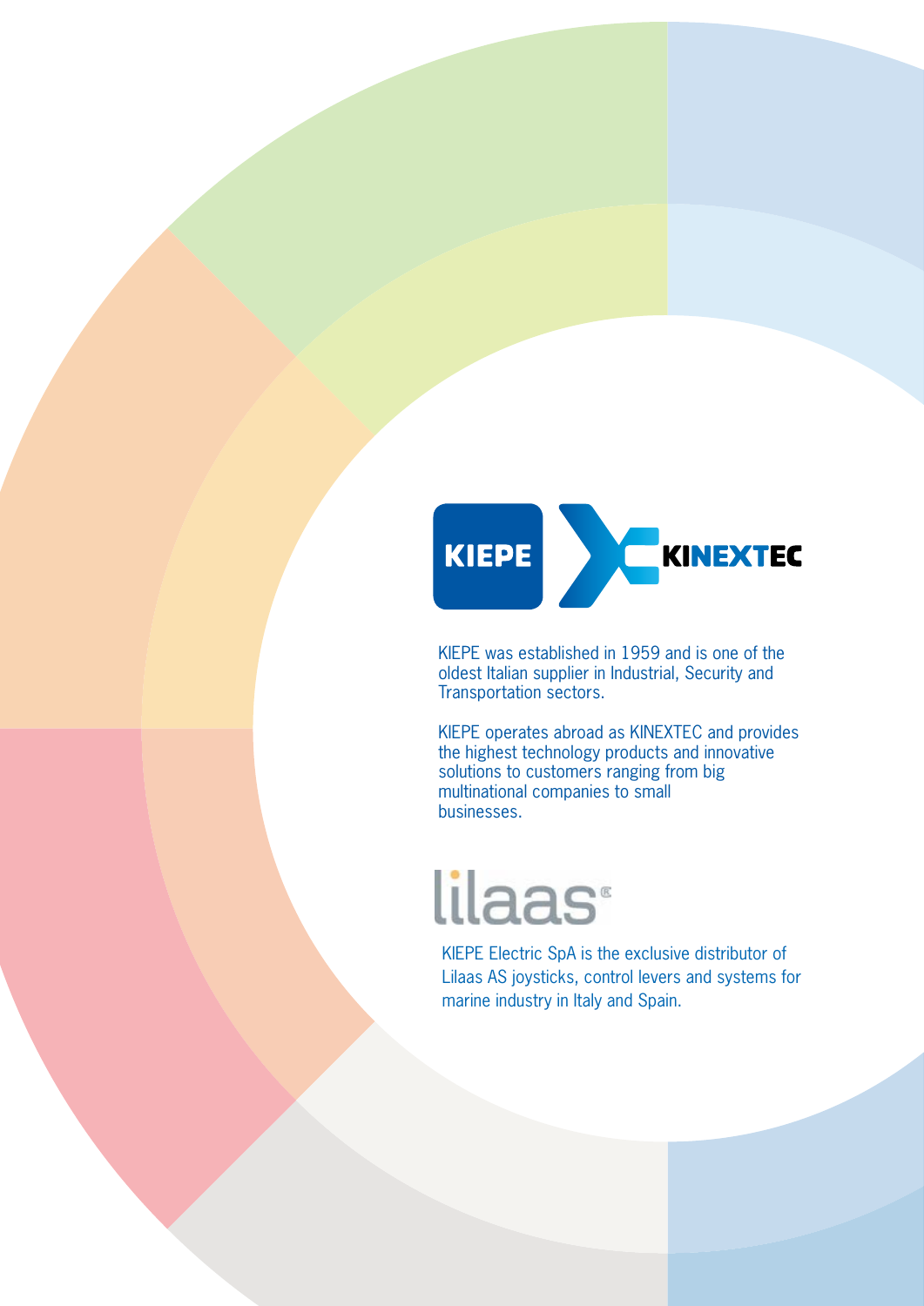KIEPE was established in 1959 and is one of the oldest Italian supplier in Industrial, Security and Transportation sectors.

KIEPE operates abroad as KINEXTEC and provides the highest technology products and innovative solutions to customers ranging from big multinational companies to small businesses.

KIEPE Electric SpA is the exclusive distributor of Lilaas AS joysticks, control levers and systems for marine industry in Italy and Spain.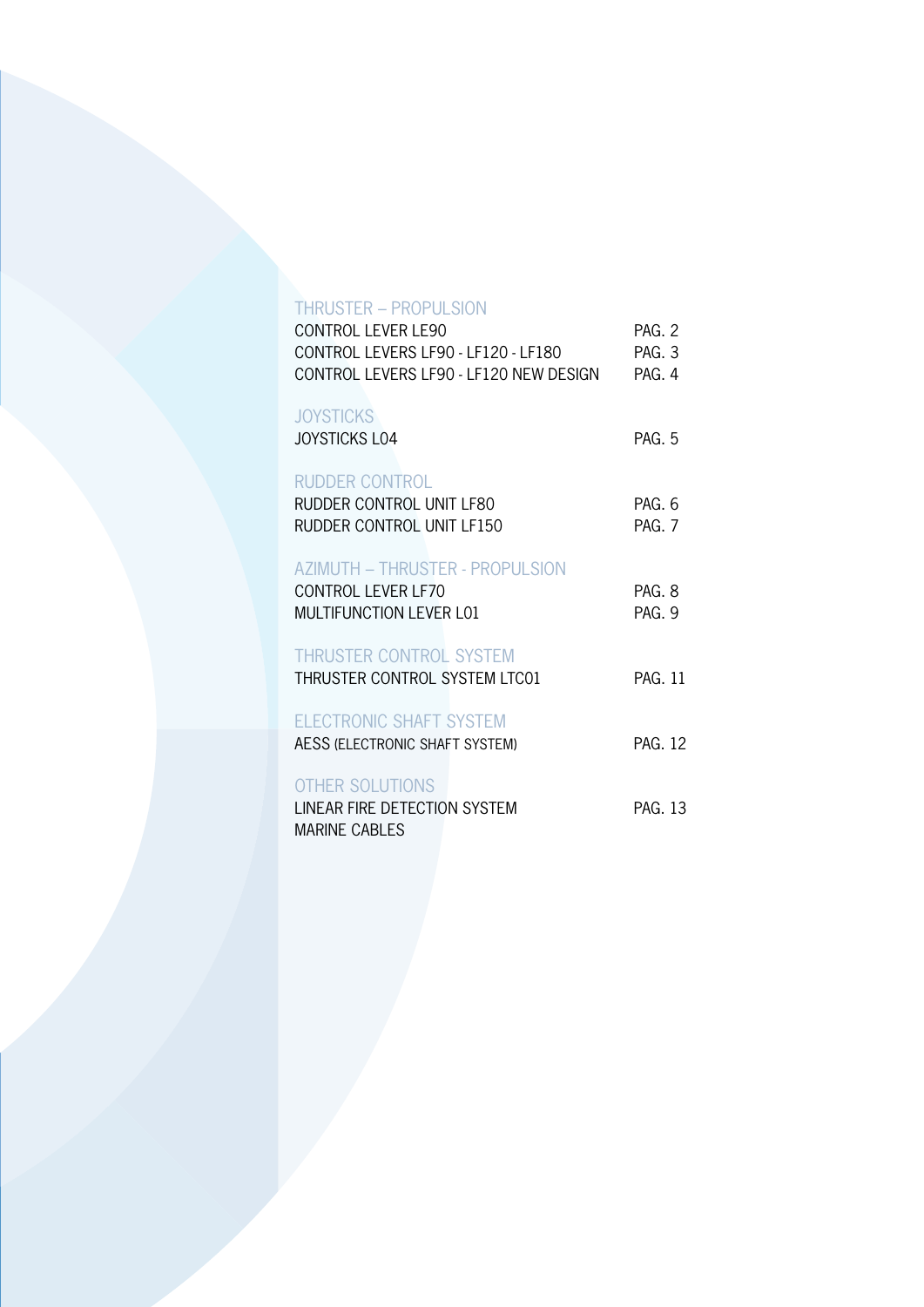## THRUSTER – PROPULSION

| | |
|---|---|
| CONTROL LEVER LE90 | PAG. 2 |
| CONTROL LEVERS LF90 - LF120 - LF180 | PAG. 3 |
| CONTROL LEVERS LF90 - LF120 NEW DESIGN | PAG. 4 |

## JOYSTICKS

| | |
|---|---|
| JOYSTICKS L04 | PAG. 5 |

## RUDDER CONTROL

| | |
|---|---|
| RUDDER CONTROL UNIT LF80 | PAG. 6 |
| RUDDER CONTROL UNIT LF150 | PAG. 7 |

## AZIMUTH – THRUSTER - PROPULSION

| | |
|---|---|
| CONTROL LEVER LF70 | PAG. 8 |
| MULTIFUNCTION LEVER L01 | PAG. 9 |

## THRUSTER CONTROL SYSTEM

| | |
|---|---|
| THRUSTER CONTROL SYSTEM LTC01 | PAG. 11 |

## ELECTRONIC SHAFT SYSTEM

| | |
|---|---|
| AESS (ELECTRONIC SHAFT SYSTEM) | PAG. 12 |

## OTHER SOLUTIONS

| | |
|---|---|
| LINEAR FIRE DETECTION SYSTEM | PAG. 13 |
| MARINE CABLES | |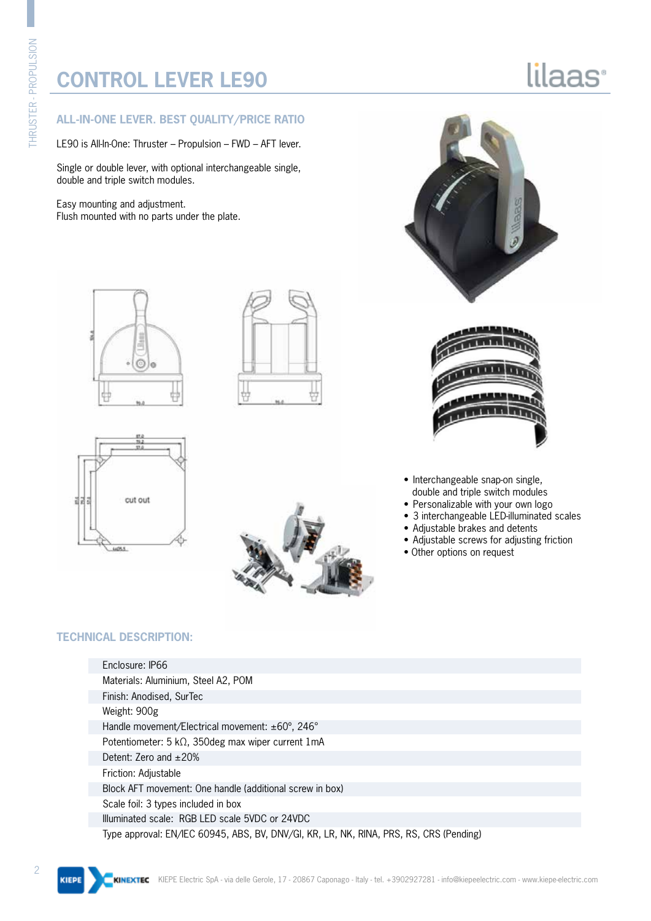# CONTROL LEVER LE90

## ALL-IN-ONE LEVER. BEST QUALITY/PRICE RATIO

LE90 is All-In-One: Thruster – Propulsion – FWD – AFT lever.

Single or double lever, with optional interchangeable single, double and triple switch modules.

Easy mounting and adjustment.
Flush mounted with no parts under the plate.

cut out

- Interchangeable snap-on single, double and triple switch modules
- Personalizable with your own logo
- 3 interchangeable LED-illuminated scales
- Adjustable brakes and detents
- Adjustable screws for adjusting friction
- Other options on request

## TECHNICAL DESCRIPTION:

| |
|---|
| Enclosure: IP66 |
| Materials: Aluminium, Steel A2, POM |
| Finish: Anodised, SurTec |
| Weight: 900g |
| Handle movement/Electrical movement: ±60°, 246° |
| Potentiometer: 5 kΩ, 350deg max wiper current 1mA |
| Detent: Zero and ±20% |
| Friction: Adjustable |
| Block AFT movement: One handle (additional screw in box) |
| Scale foil: 3 types included in box |
| Illuminated scale: RGB LED scale 5VDC or 24VDC |
| Type approval: EN/IEC 60945, ABS, BV, DNV/GI, KR, LR, NK, RINA, PRS, RS, CRS (Pending) |

KIEPE Electric SpA - via delle Gerole, 17 - 20867 Caponago - Italy - tel. +3902927281 - info@kiepeelectric.com - www.kiepe-electric.com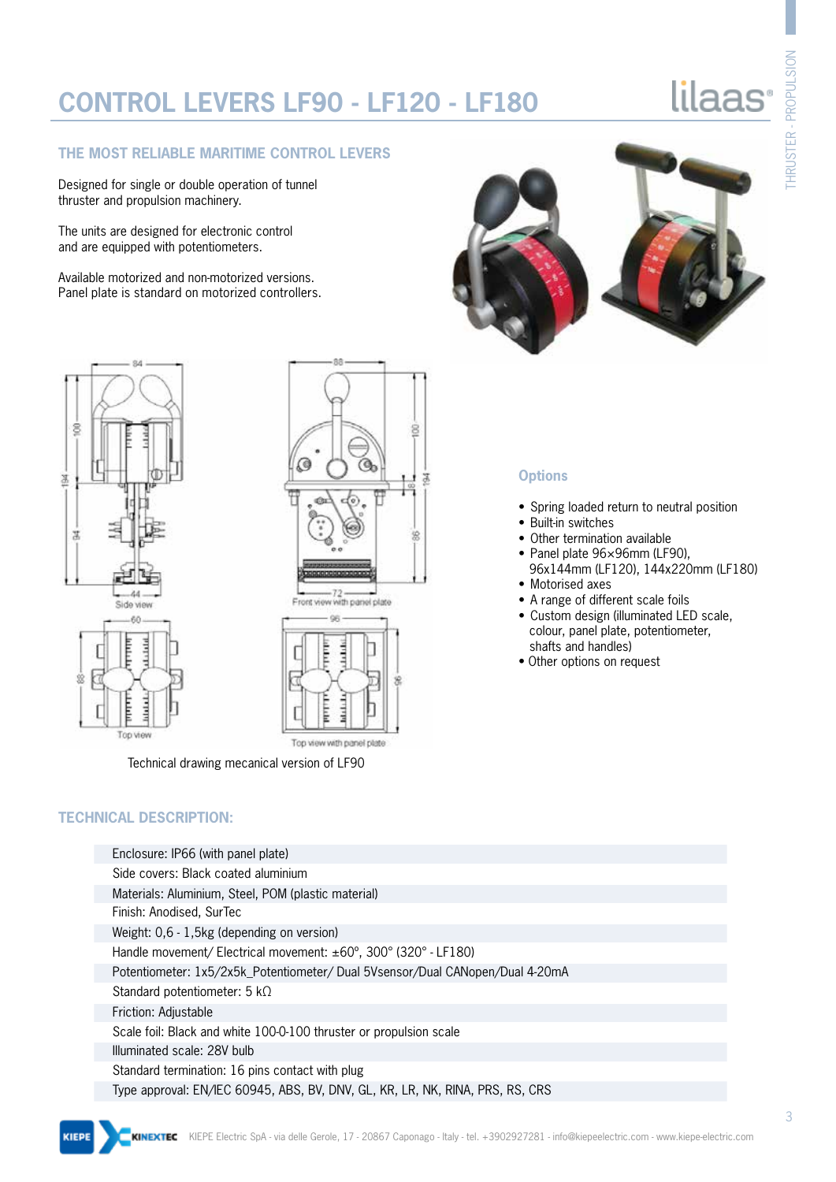# CONTROL LEVERS LF90 - LF120 - LF180

## THE MOST RELIABLE MARITIME CONTROL LEVERS

Designed for single or double operation of tunnel thruster and propulsion machinery.

The units are designed for electronic control and are equipped with potentiometers.

Available motorized and non-motorized versions. Panel plate is standard on motorized controllers.

Technical drawing mecanical version of LF90

### Options

- Spring loaded return to neutral position
- Built-in switches
- Other termination available
- Panel plate 96x96mm (LF90), 96x144mm (LF120), 144x220mm (LF180)
- Motorised axes
- A range of different scale foils
- Custom design (illuminated LED scale, colour, panel plate, potentiometer, shafts and handles)
- Other options on request

## TECHNICAL DESCRIPTION:

| |
|---|
| Enclosure: IP66 (with panel plate) |
| Side covers: Black coated aluminium |
| Materials: Aluminium, Steel, POM (plastic material) |
| Finish: Anodised, SurTec |
| Weight: 0,6 - 1,5kg (depending on version) |
| Handle movement/ Electrical movement: ±60°, 300° (320° - LF180) |
| Potentiometer: 1x5/2x5k_Potentiometer/ Dual 5Vsensor/Dual CANopen/Dual 4-20mA |
| Standard potentiometer: 5 kΩ |
| Friction: Adjustable |
| Scale foil: Black and white 100-0-100 thruster or propulsion scale |
| Illuminated scale: 28V bulb |
| Standard termination: 16 pins contact with plug |
| Type approval: EN/IEC 60945, ABS, BV, DNV, GL, KR, LR, NK, RINA, PRS, RS, CRS |

KIEPE Electric SpA - via delle Gerole, 17 - 20867 Caponago - Italy - tel. +3902927281 - info@kiepeelectric.com - www.kiepe-electric.com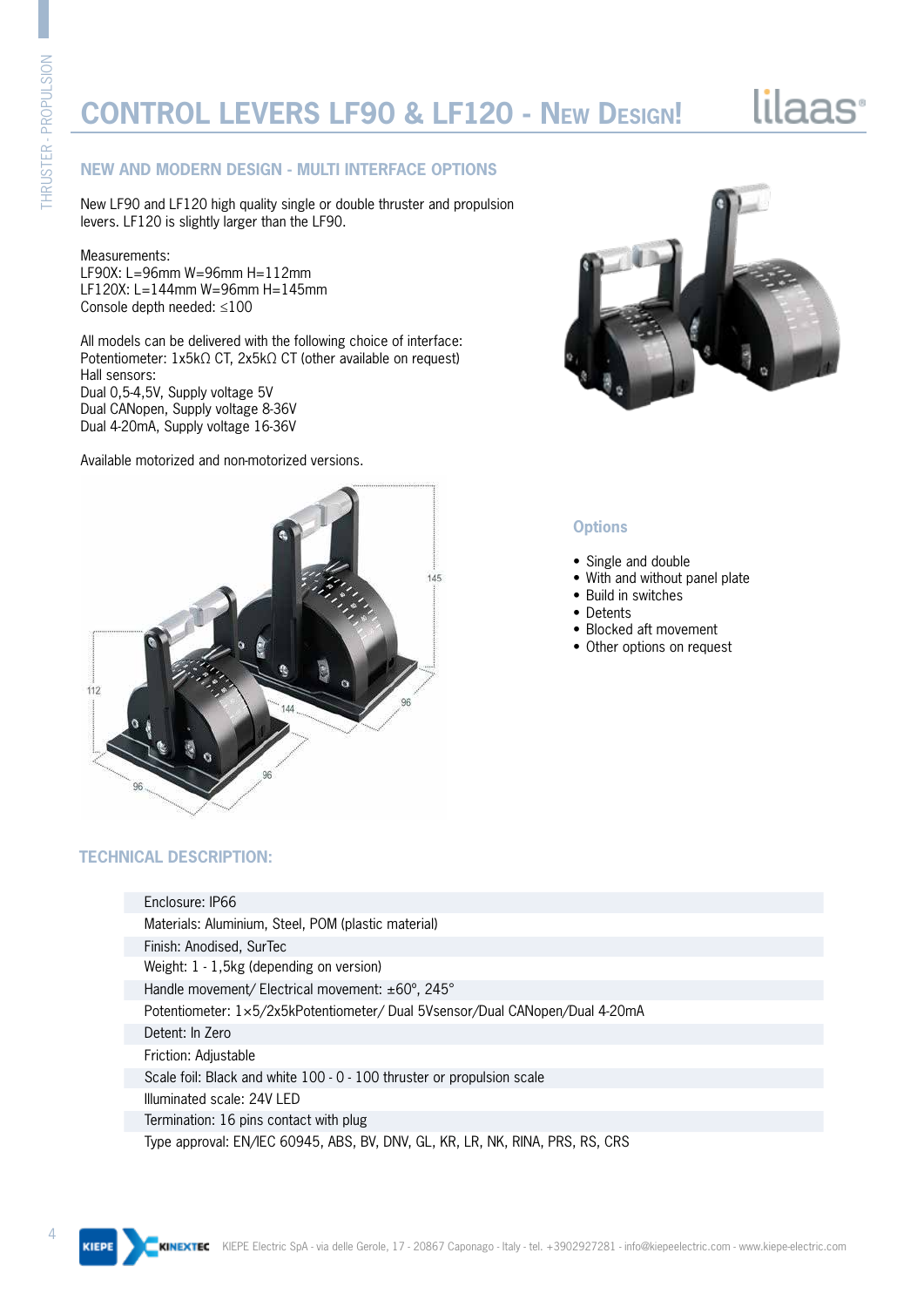# CONTROL LEVERS LF90 & LF120 - NEW DESIGN!

## NEW AND MODERN DESIGN - MULTI INTERFACE OPTIONS

New LF90 and LF120 high quality single or double thruster and propulsion levers. LF120 is slightly larger than the LF90.

Measurements:
LF90X: L=96mm W=96mm H=112mm
LF120X: L=144mm W=96mm H=145mm
Console depth needed: ≤100

All models can be delivered with the following choice of interface:
Potentiometer: 1x5kΩ CT, 2x5kΩ CT (other available on request)
Hall sensors:
Dual 0,5-4,5V, Supply voltage 5V
Dual CANopen, Supply voltage 8-36V
Dual 4-20mA, Supply voltage 16-36V

Available motorized and non-motorized versions.

### Options

- Single and double
- With and without panel plate
- Build in switches
- Detents
- Blocked aft movement
- Other options on request

## TECHNICAL DESCRIPTION:

| |
|---|
| Enclosure: IP66 |
| Materials: Aluminium, Steel, POM (plastic material) |
| Finish: Anodised, SurTec |
| Weight: 1 - 1,5kg (depending on version) |
| Handle movement/ Electrical movement: ±60°, 245° |
| Potentiometer: 1×5/2x5kPotentiometer/ Dual 5Vsensor/Dual CANopen/Dual 4-20mA |
| Detent: In Zero |
| Friction: Adjustable |
| Scale foil: Black and white 100 - 0 - 100 thruster or propulsion scale |
| Illuminated scale: 24V LED |
| Termination: 16 pins contact with plug |
| Type approval: EN/IEC 60945, ABS, BV, DNV, GL, KR, LR, NK, RINA, PRS, RS, CRS |

KIEPE Electric SpA - via delle Gerole, 17 - 20867 Caponago - Italy - tel. +3902927281 - info@kiepeelectric.com - www.kiepe-electric.com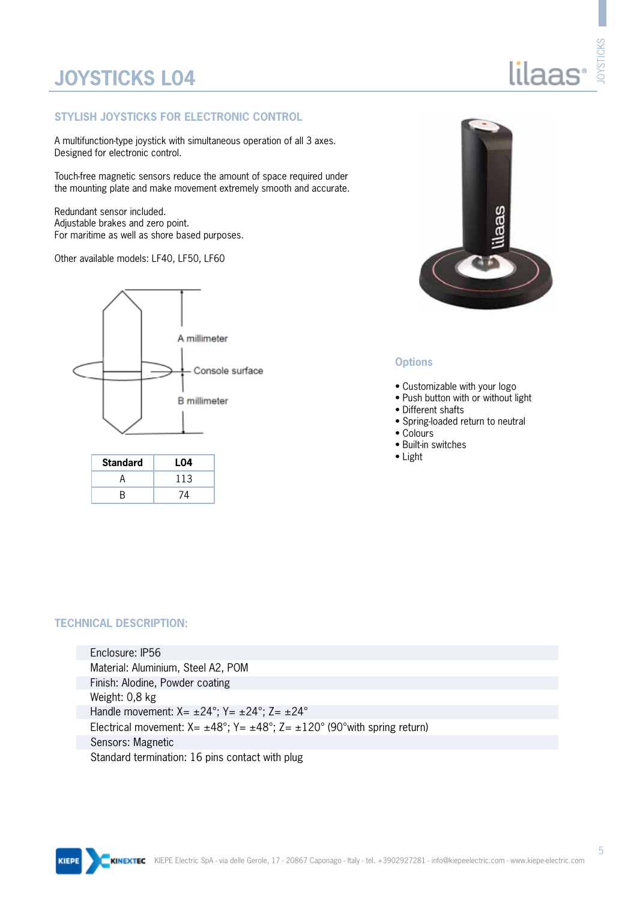# JOYSTICKS L04

## STYLISH JOYSTICKS FOR ELECTRONIC CONTROL

A multifunction-type joystick with simultaneous operation of all 3 axes.
Designed for electronic control.

Touch-free magnetic sensors reduce the amount of space required under the mounting plate and make movement extremely smooth and accurate.

Redundant sensor included.
Adjustable brakes and zero point.
For maritime as well as shore based purposes.

Other available models: LF40, LF50, LF60

A millimeter

Console surface

B millimeter

| Standard | L04 |
|---|---|
| A | 113 |
| B | 74 |

### Options

- Customizable with your logo
- Push button with or without light
- Different shafts
- Spring-loaded return to neutral
- Colours
- Built-in switches
- Light

## TECHNICAL DESCRIPTION:

Enclosure: IP56
Material: Aluminium, Steel A2, POM
Finish: Alodine, Powder coating
Weight: 0,8 kg
Handle movement: X= ±24°; Y= ±24°; Z= ±24°
Electrical movement: X= ±48°; Y= ±48°; Z= ±120° (90°with spring return)
Sensors: Magnetic
Standard termination: 16 pins contact with plug

KIEPE Electric SpA - via delle Gerole, 17 - 20867 Caponago - Italy - tel. +3902927281 - info@kiepeelectric.com - www.kiepe-electric.com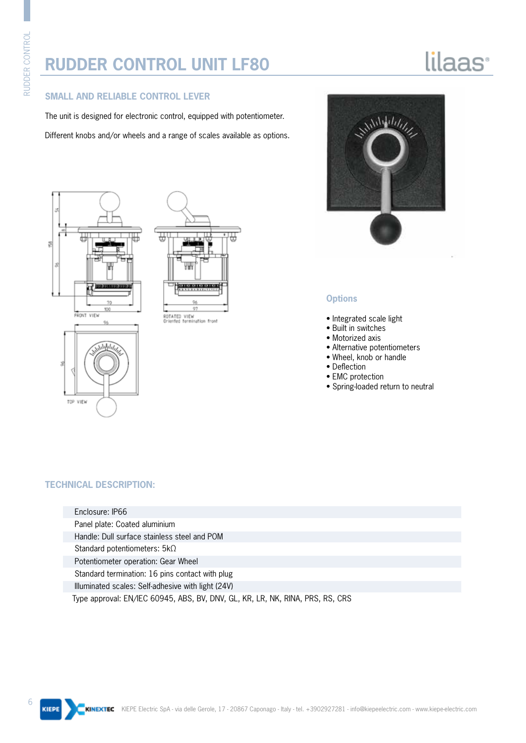# RUDDER CONTROL UNIT LF80

## SMALL AND RELIABLE CONTROL LEVER

The unit is designed for electronic control, equipped with potentiometer.

Different knobs and/or wheels and a range of scales available as options.

### Options

- Integrated scale light
- Built in switches
- Motorized axis
- Alternative potentiometers
- Wheel, knob or handle
- Deflection
- EMC protection
- Spring-loaded return to neutral

## TECHNICAL DESCRIPTION:

| |
|---|
| Enclosure: IP66 |
| Panel plate: Coated aluminium |
| Handle: Dull surface stainless steel and POM |
| Standard potentiometers: 5kΩ |
| Potentiometer operation: Gear Wheel |
| Standard termination: 16 pins contact with plug |
| Illuminated scales: Self-adhesive with light (24V) |
| Type approval: EN/IEC 60945, ABS, BV, DNV, GL, KR, LR, NK, RINA, PRS, RS, CRS |

KIEPE Electric SpA - via delle Gerole, 17 - 20867 Caponago - Italy - tel. +3902927281 - info@kiepeelectric.com - www.kiepe-electric.com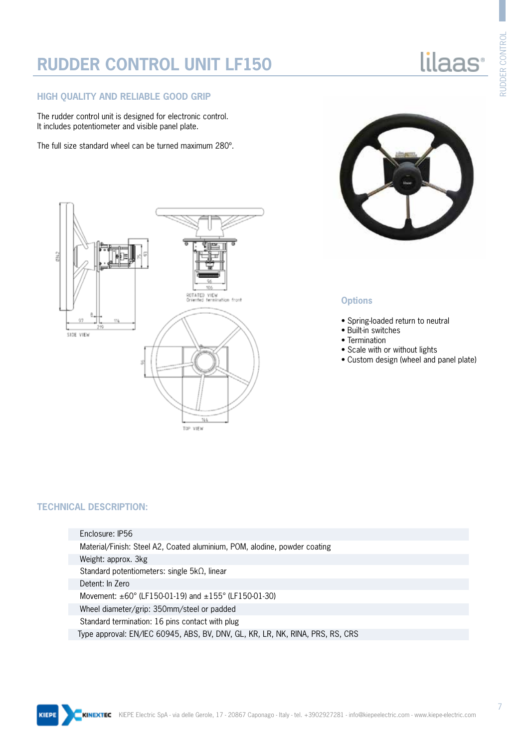# RUDDER CONTROL UNIT LF150

## HIGH QUALITY AND RELIABLE GOOD GRIP

The rudder control unit is designed for electronic control.
It includes potentiometer and visible panel plate.

The full size standard wheel can be turned maximum 280°.

### Options

- Spring-loaded return to neutral
- Built-in switches
- Termination
- Scale with or without lights
- Custom design (wheel and panel plate)

## TECHNICAL DESCRIPTION:

| |
|---|
| Enclosure: IP56 |
| Material/Finish: Steel A2, Coated aluminium, POM, alodine, powder coating |
| Weight: approx. 3kg |
| Standard potentiometers: single 5kΩ, linear |
| Detent: In Zero |
| Movement: ±60° (LF150-01-19) and ±155° (LF150-01-30) |
| Wheel diameter/grip: 350mm/steel or padded |
| Standard termination: 16 pins contact with plug |
| Type approval: EN/IEC 60945, ABS, BV, DNV, GL, KR, LR, NK, RINA, PRS, RS, CRS |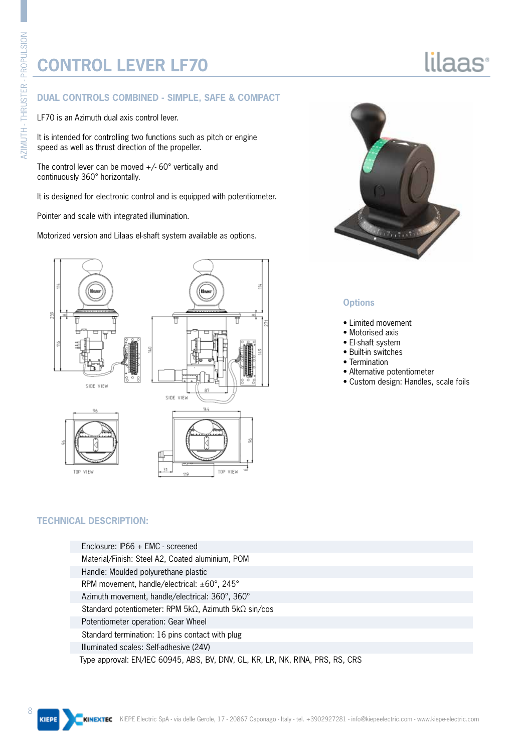# CONTROL LEVER LF70

## DUAL CONTROLS COMBINED - SIMPLE, SAFE & COMPACT

LF70 is an Azimuth dual axis control lever.

It is intended for controlling two functions such as pitch or engine speed as well as thrust direction of the propeller.

The control lever can be moved +/- 60° vertically and continuously 360° horizontally.

It is designed for electronic control and is equipped with potentiometer.

Pointer and scale with integrated illumination.

Motorized version and Lilaas el-shaft system available as options.

### Options

- Limited movement
- Motorised axis
- El-shaft system
- Built-in switches
- Termination
- Alternative potentiometer
- Custom design: Handles, scale foils

## TECHNICAL DESCRIPTION:

| |
|---|
| Enclosure: IP66 + EMC - screened |
| Material/Finish: Steel A2, Coated aluminium, POM |
| Handle: Moulded polyurethane plastic |
| RPM movement, handle/electrical: ±60°, 245° |
| Azimuth movement, handle/electrical: 360°, 360° |
| Standard potentiometer: RPM 5kΩ, Azimuth 5kΩ sin/cos |
| Potentiometer operation: Gear Wheel |
| Standard termination: 16 pins contact with plug |
| Illuminated scales: Self-adhesive (24V) |
| Type approval: EN/IEC 60945, ABS, BV, DNV, GL, KR, LR, NK, RINA, PRS, RS, CRS |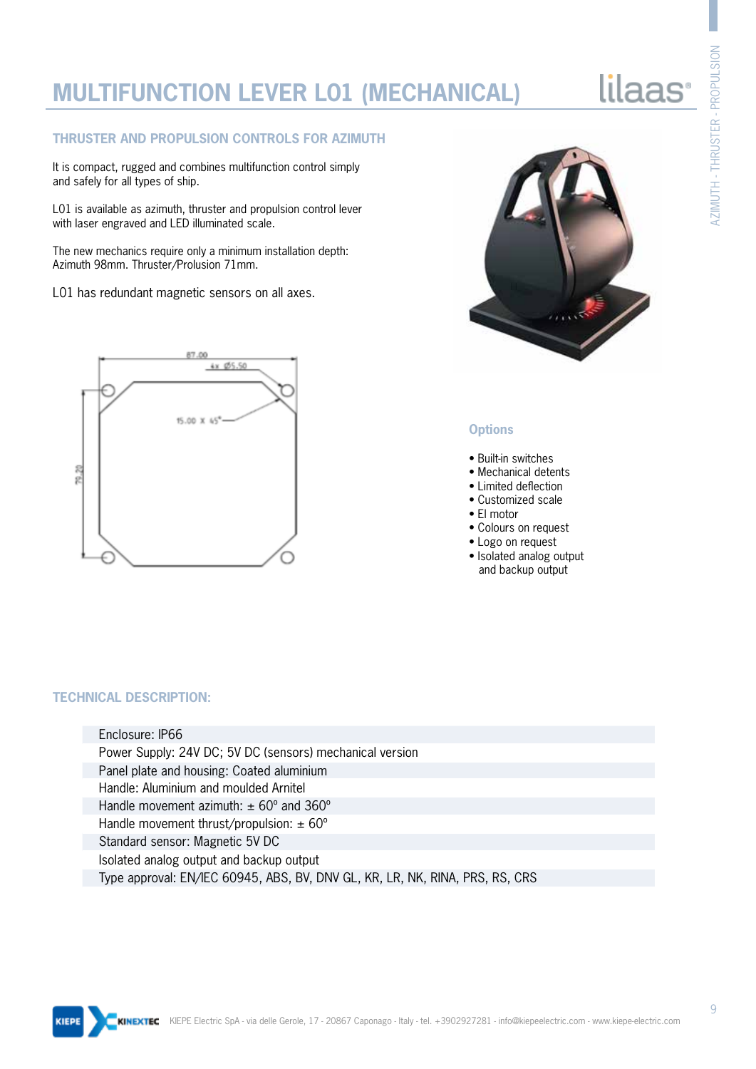# MULTIFUNCTION LEVER L01 (MECHANICAL)

## THRUSTER AND PROPULSION CONTROLS FOR AZIMUTH

It is compact, rugged and combines multifunction control simply and safely for all types of ship.

L01 is available as azimuth, thruster and propulsion control lever with laser engraved and LED illuminated scale.

The new mechanics require only a minimum installation depth: Azimuth 98mm. Thruster/Prolusion 71mm.

L01 has redundant magnetic sensors on all axes.

87.00

4x Ø5.50

15.00 X 45°

79.20

### Options

- Built-in switches
- Mechanical detents
- Limited deflection
- Customized scale
- El motor
- Colours on request
- Logo on request
- Isolated analog output and backup output

## TECHNICAL DESCRIPTION:

| |
|---|
| Enclosure: IP66 |
| Power Supply: 24V DC; 5V DC (sensors) mechanical version |
| Panel plate and housing: Coated aluminium |
| Handle: Aluminium and moulded Arnitel |
| Handle movement azimuth: ± 60° and 360° |
| Handle movement thrust/propulsion: ± 60° |
| Standard sensor: Magnetic 5V DC |
| Isolated analog output and backup output |
| Type approval: EN/IEC 60945, ABS, BV, DNV GL, KR, LR, NK, RINA, PRS, RS, CRS |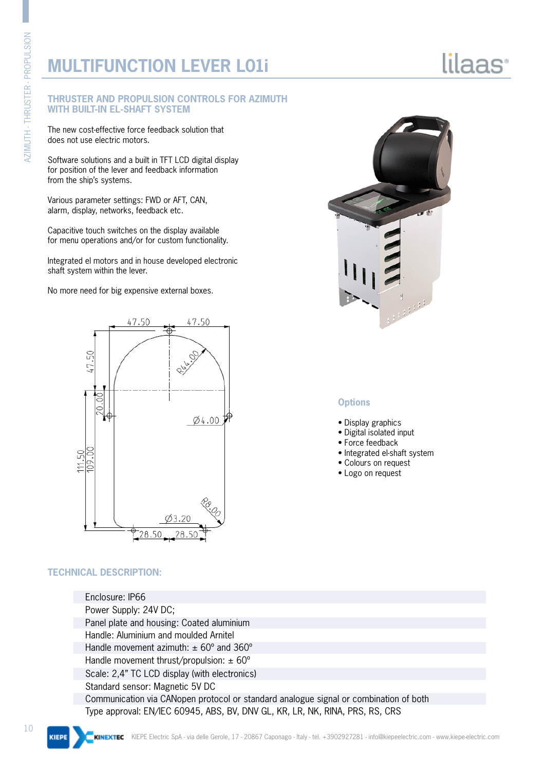# MULTIFUNCTION LEVER L01i

## THRUSTER AND PROPULSION CONTROLS FOR AZIMUTH WITH BUILT-IN EL-SHAFT SYSTEM

The new cost-effective force feedback solution that does not use electric motors.

Software solutions and a built in TFT LCD digital display for position of the lever and feedback information from the ship's systems.

Various parameter settings: FWD or AFT, CAN, alarm, display, networks, feedback etc.

Capacitive touch switches on the display available for menu operations and/or for custom functionality.

Integrated el motors and in house developed electronic shaft system within the lever.

No more need for big expensive external boxes.

### Options

- Display graphics
- Digital isolated input
- Force feedback
- Integrated el-shaft system
- Colours on request
- Logo on request

## TECHNICAL DESCRIPTION:

| |
|---|
| Enclosure: IP66 |
| Power Supply: 24V DC; |
| Panel plate and housing: Coated aluminium |
| Handle: Aluminium and moulded Arnitel |
| Handle movement azimuth: ± 60° and 360° |
| Handle movement thrust/propulsion: ± 60° |
| Scale: 2,4" TC LCD display (with electronics) |
| Standard sensor: Magnetic 5V DC |
| Communication via CANopen protocol or standard analogue signal or combination of both |
| Type approval: EN/IEC 60945, ABS, BV, DNV GL, KR, LR, NK, RINA, PRS, RS, CRS |

KIEPE Electric SpA - via delle Gerole, 17 - 20867 Caponago - Italy - tel. +3902927281 - info@kiepeelectric.com - www.kiepe-electric.com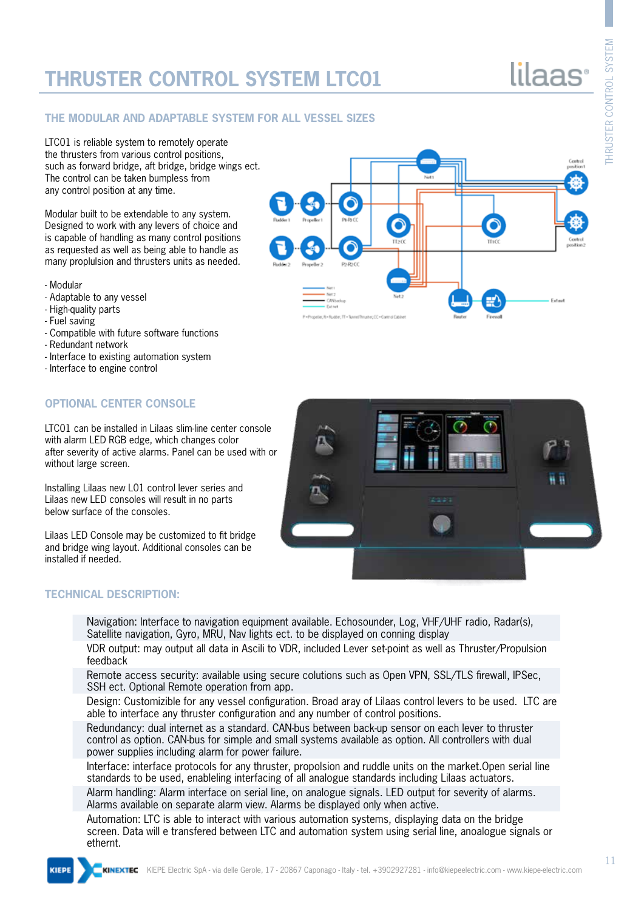# THRUSTER CONTROL SYSTEM LTC01

## THE MODULAR AND ADAPTABLE SYSTEM FOR ALL VESSEL SIZES

LTC01 is reliable system to remotely operate the thrusters from various control positions, such as forward bridge, aft bridge, bridge wings ect. The control can be taken bumpless from any control position at any time.

Modular built to be extendable to any system. Designed to work with any levers of choice and is capable of handling as many control positions as requested as well as being able to handle as many proplulsion and thrusters units as needed.

- Modular
- Adaptable to any vessel
- High-quality parts
- Fuel saving
- Compatible with future software functions
- Redundant network
- Interface to existing automation system
- Interface to engine control

## OPTIONAL CENTER CONSOLE

LTC01 can be installed in Lilaas slim-line center console with alarm LED RGB edge, which changes color after severity of active alarms. Panel can be used with or without large screen.

Installing Lilaas new L01 control lever series and Lilaas new LED consoles will result in no parts below surface of the consoles.

Lilaas LED Console may be customized to fit bridge and bridge wing layout. Additional consoles can be installed if needed.

## TECHNICAL DESCRIPTION:

Navigation: Interface to navigation equipment available. Echosounder, Log, VHF/UHF radio, Radar(s), Satellite navigation, Gyro, MRU, Nav lights ect. to be displayed on conning display

VDR output: may output all data in Ascili to VDR, included Lever set-point as well as Thruster/Propulsion feedback

Remote access security: available using secure colutions such as Open VPN, SSL/TLS firewall, IPSec, SSH ect. Optional Remote operation from app.

Design: Customizible for any vessel configuration. Broad array of Lilaas control levers to be used. LTC are able to interface any thruster configuration and any number of control positions.

Redundancy: dual internet as a standard. CAN-bus between back-up sensor on each lever to thruster control as option. CAN-bus for simple and small systems available as option. All controllers with dual power supplies including alarm for power failure.

Interface: interface protocols for any thruster, propolsion and ruddle units on the market.Open serial line standards to be used, enableing interfacing of all analogue standards including Lilaas actuators.

Alarm handling: Alarm interface on serial line, on analogue signals. LED output for severity of alarms. Alarms available on separate alarm view. Alarms be displayed only when active.

Automation: LTC is able to interact with various automation systems, displaying data on the bridge screen. Data will e transfered between LTC and automation system using serial line, anoalogue signals or ethernt.

KIEPE Electric SpA - via delle Gerole, 17 - 20867 Caponago - Italy - tel. +3902927281 - info@kiepeelectric.com - www.kiepe-electric.com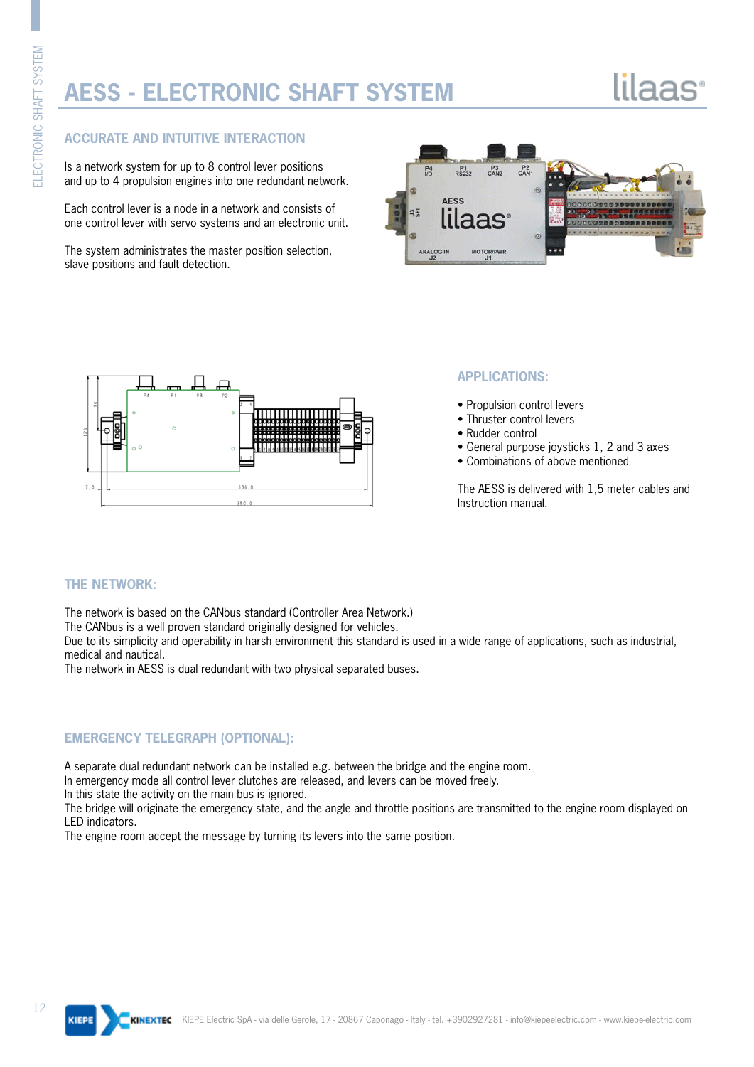# AESS - ELECTRONIC SHAFT SYSTEM

## ACCURATE AND INTUITIVE INTERACTION

Is a network system for up to 8 control lever positions and up to 4 propulsion engines into one redundant network.

Each control lever is a node in a network and consists of one control lever with servo systems and an electronic unit.

The system administrates the master position selection, slave positions and fault detection.

## APPLICATIONS:

- Propulsion control levers
- Thruster control levers
- Rudder control
- General purpose joysticks 1, 2 and 3 axes
- Combinations of above mentioned

The AESS is delivered with 1,5 meter cables and Instruction manual.

## THE NETWORK:

The network is based on the CANbus standard (Controller Area Network.)
The CANbus is a well proven standard originally designed for vehicles.
Due to its simplicity and operability in harsh environment this standard is used in a wide range of applications, such as industrial, medical and nautical.
The network in AESS is dual redundant with two physical separated buses.

## EMERGENCY TELEGRAPH (OPTIONAL):

A separate dual redundant network can be installed e.g. between the bridge and the engine room.
In emergency mode all control lever clutches are released, and levers can be moved freely.
In this state the activity on the main bus is ignored.
The bridge will originate the emergency state, and the angle and throttle positions are transmitted to the engine room displayed on LED indicators.
The engine room accept the message by turning its levers into the same position.

KIEPE Electric SpA - via delle Gerole, 17 - 20867 Caponago - Italy - tel. +3902927281 - info@kiepeelectric.com - www.kiepe-electric.com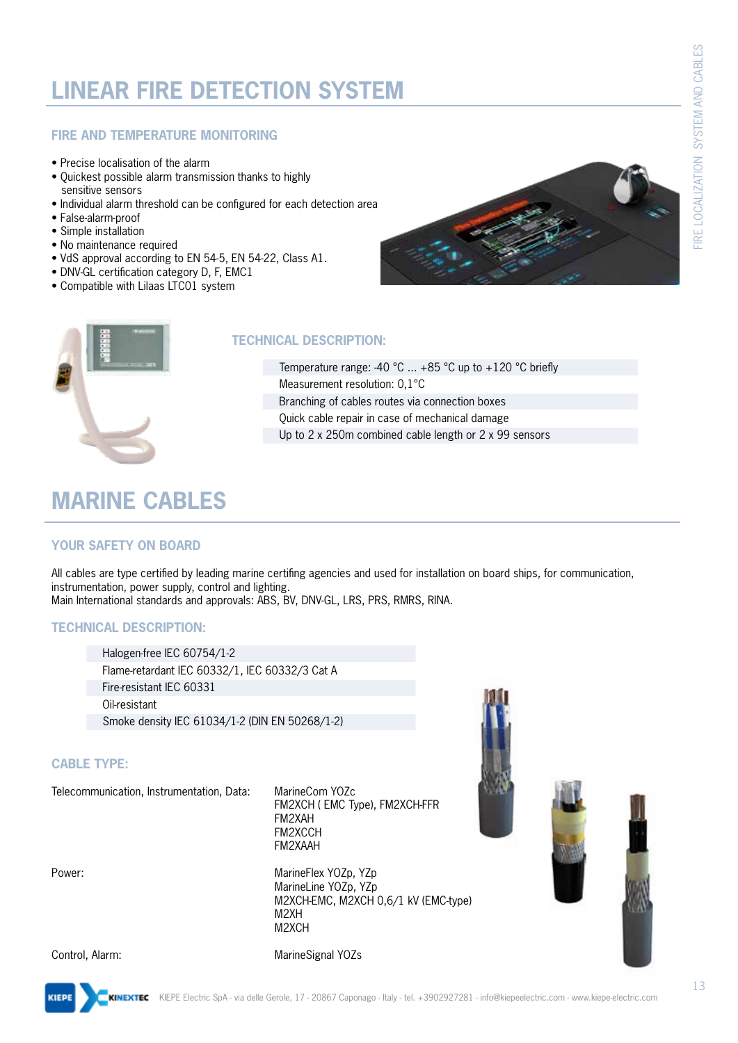# LINEAR FIRE DETECTION SYSTEM

## FIRE AND TEMPERATURE MONITORING

- Precise localisation of the alarm
- Quickest possible alarm transmission thanks to highly sensitive sensors
- Individual alarm threshold can be configured for each detection area
- False-alarm-proof
- Simple installation
- No maintenance required
- VdS approval according to EN 54-5, EN 54-22, Class A1.
- DNV-GL certification category D, F, EMC1
- Compatible with Lilaas LTC01 system

## TECHNICAL DESCRIPTION:

| Temperature range: -40 °C ... +85 °C up to +120 °C briefly |
|---|
| Measurement resolution: 0,1°C |
| Branching of cables routes via connection boxes |
| Quick cable repair in case of mechanical damage |
| Up to 2 x 250m combined cable length or 2 x 99 sensors |

# MARINE CABLES

## YOUR SAFETY ON BOARD

All cables are type certified by leading marine certifing agencies and used for installation on board ships, for communication, instrumentation, power supply, control and lighting.
Main International standards and approvals: ABS, BV, DNV-GL, LRS, PRS, RMRS, RINA.

## TECHNICAL DESCRIPTION:

| Halogen-free IEC 60754/1-2 |
|---|
| Flame-retardant IEC 60332/1, IEC 60332/3 Cat A |
| Fire-resistant IEC 60331 |
| Oil-resistant |
| Smoke density IEC 61034/1-2 (DIN EN 50268/1-2) |

## CABLE TYPE:

| | |
|---|---|
| Telecommunication, Instrumentation, Data: | MarineCom YOZc<br>FM2XCH ( EMC Type), FM2XCH-FFR<br>FM2XAH<br>FM2XCCH<br>FM2XAAH |
| Power: | MarineFlex YOZp, YZp<br>MarineLine YOZp, YZp<br>M2XCH-EMC, M2XCH 0,6/1 kV (EMC-type)<br>M2XH<br>M2XCH |
| Control, Alarm: | MarineSignal YOZs |

KIEPE Electric SpA - via delle Gerole, 17 - 20867 Caponago - Italy - tel. +3902927281 - info@kiepeelectric.com - www.kiepe-electric.com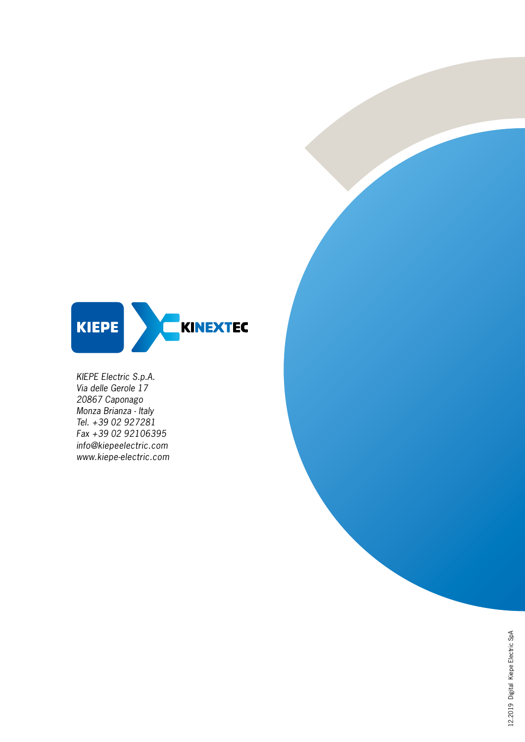KIEPE KINEXTEC

*KIEPE Electric S.p.A.*
*Via delle Gerole 17*
*20867 Caponago*
*Monza Brianza - Italy*
*Tel. +39 02 927281*
*Fax +39 02 92106395*
*info@kiepeelectric.com*
*www.kiepe-electric.com*

12.2019 Digital Kiepe Electric SpA